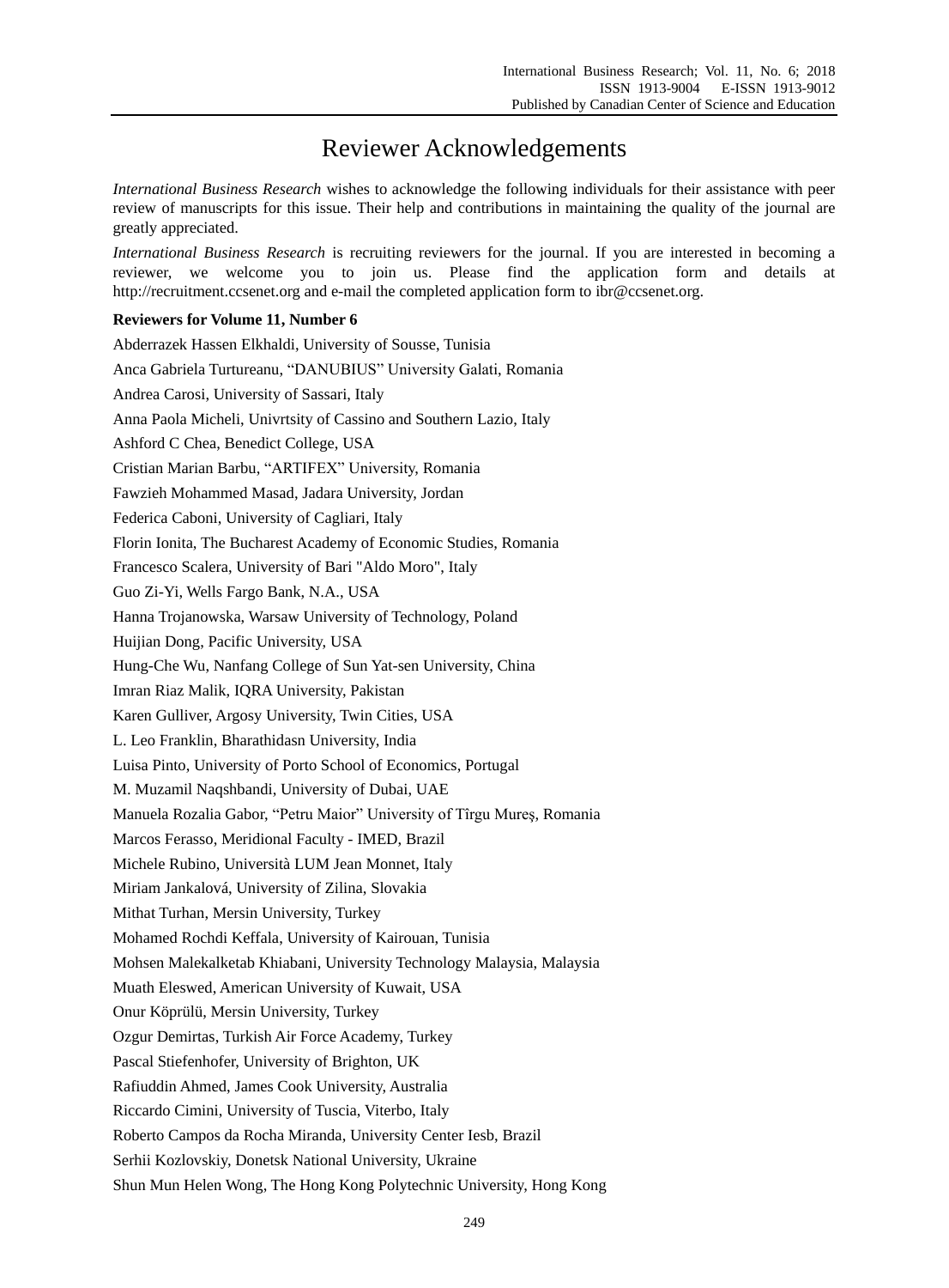# Reviewer Acknowledgements

*International Business Research* wishes to acknowledge the following individuals for their assistance with peer review of manuscripts for this issue. Their help and contributions in maintaining the quality of the journal are greatly appreciated.

*International Business Research* is recruiting reviewers for the journal. If you are interested in becoming a reviewer, we welcome you to join us. Please find the application form and details at http://recruitment.ccsenet.org and e-mail the completed application form to ibr@ccsenet.org.

**Reviewers for Volume 11, Number 6**

Abderrazek Hassen Elkhaldi, University of Sousse, Tunisia

Anca Gabriela Turtureanu, “DANUBIUS” University Galati, Romania

Andrea Carosi, University of Sassari, Italy

Anna Paola Micheli, Univrtsity of Cassino and Southern Lazio, Italy

Ashford C Chea, Benedict College, USA

Cristian Marian Barbu, “ARTIFEX” University, Romania

Fawzieh Mohammed Masad, Jadara University, Jordan

Federica Caboni, University of Cagliari, Italy

Florin Ionita, The Bucharest Academy of Economic Studies, Romania

Francesco Scalera, University of Bari "Aldo Moro", Italy

Guo Zi-Yi, Wells Fargo Bank, N.A., USA

Hanna Trojanowska, Warsaw University of Technology, Poland

Huijian Dong, Pacific University, USA

Hung-Che Wu, Nanfang College of Sun Yat-sen University, China

Imran Riaz Malik, IQRA University, Pakistan

Karen Gulliver, Argosy University, Twin Cities, USA

L. Leo Franklin, Bharathidasn University, India

Luisa Pinto, University of Porto School of Economics, Portugal

M. Muzamil Naqshbandi, University of Dubai, UAE

Manuela Rozalia Gabor, “Petru Maior” University of Tîrgu Mureş, Romania

Marcos Ferasso, Meridional Faculty - IMED, Brazil

Michele Rubino, Università LUM Jean Monnet, Italy

Miriam Jankalová, University of Zilina, Slovakia

Mithat Turhan, Mersin University, Turkey

Mohamed Rochdi Keffala, University of Kairouan, Tunisia

Mohsen Malekalketab Khiabani, University Technology Malaysia, Malaysia

Muath Eleswed, American University of Kuwait, USA

Onur Köprülü, Mersin University, Turkey

Ozgur Demirtas, Turkish Air Force Academy, Turkey

Pascal Stiefenhofer, University of Brighton, UK

Rafiuddin Ahmed, James Cook University, Australia

Riccardo Cimini, University of Tuscia, Viterbo, Italy

Roberto Campos da Rocha Miranda, University Center Iesb, Brazil

Serhii Kozlovskiy, Donetsk National University, Ukraine

Shun Mun Helen Wong, The Hong Kong Polytechnic University, Hong Kong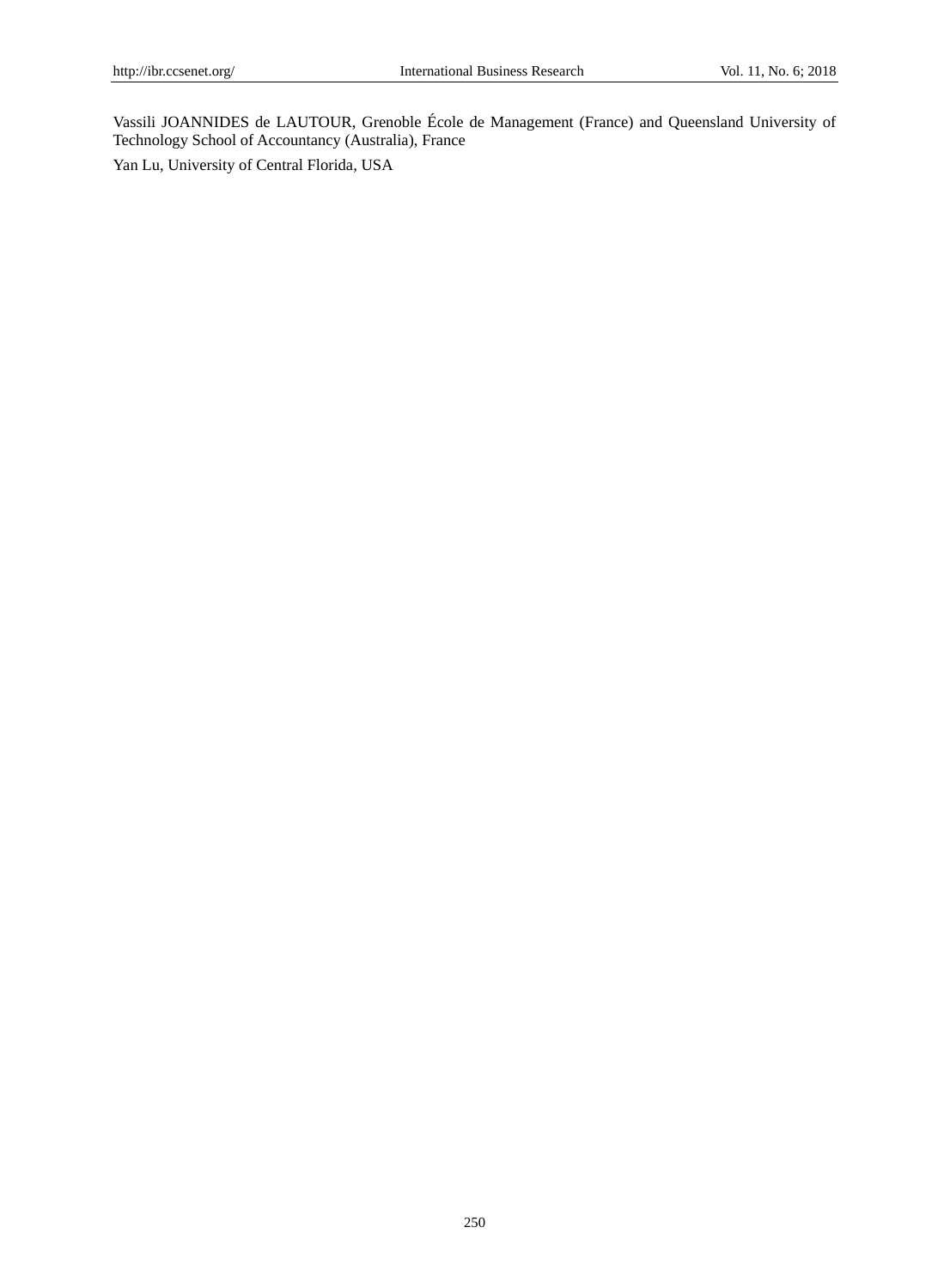Vassili JOANNIDES de LAUTOUR, Grenoble École de Management (France) and Queensland University of Technology School of Accountancy (Australia), France

Yan Lu, University of Central Florida, USA